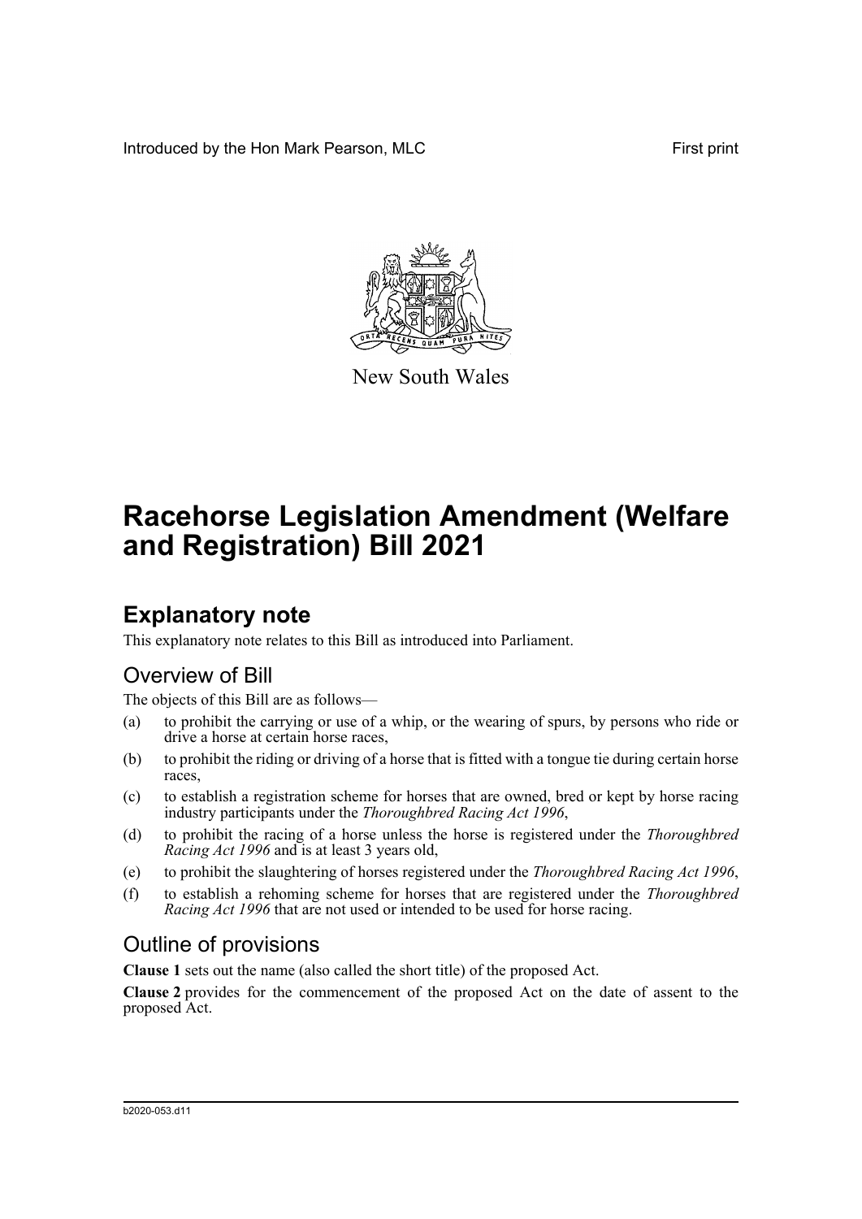Introduced by the Hon Mark Pearson, MLC

First print

New South Wales

# Racehorse Legislation Amendment (Welfare and Registration) Bill 2021

## Explanatory note

This explanatory note relates to this Bill as introduced into Parliament.

### Overview of Bill

The objects of this Bill are as follows—

(a) to prohibit the carrying or use of a whip, or the wearing of spurs, by persons who ride or drive a horse at certain horse races,

(b) to prohibit the riding or driving of a horse that is fitted with a tongue tie during certain horse races,

(c) to establish a registration scheme for horses that are owned, bred or kept by horse racing industry participants under the *Thoroughbred Racing Act 1996*,

(d) to prohibit the racing of a horse unless the horse is registered under the *Thoroughbred Racing Act 1996* and is at least 3 years old,

(e) to prohibit the slaughtering of horses registered under the *Thoroughbred Racing Act 1996*,

(f) to establish a rehoming scheme for horses that are registered under the *Thoroughbred Racing Act 1996* that are not used or intended to be used for horse racing.

### Outline of provisions

**Clause 1** sets out the name (also called the short title) of the proposed Act.

**Clause 2** provides for the commencement of the proposed Act on the date of assent to the proposed Act.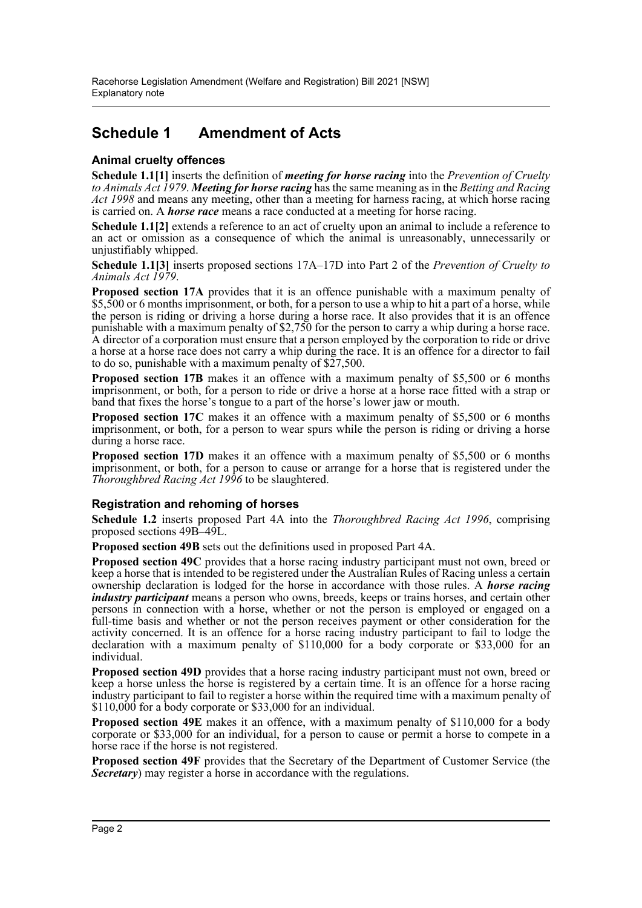## Schedule 1 Amendment of Acts

### Animal cruelty offences

**Schedule 1.1[1]** inserts the definition of ***meeting for horse racing*** into the *Prevention of Cruelty to Animals Act 1979*. ***Meeting for horse racing*** has the same meaning as in the *Betting and Racing Act 1998* and means any meeting, other than a meeting for harness racing, at which horse racing is carried on. A ***horse race*** means a race conducted at a meeting for horse racing.

**Schedule 1.1[2]** extends a reference to an act of cruelty upon an animal to include a reference to an act or omission as a consequence of which the animal is unreasonably, unnecessarily or unjustifiably whipped.

**Schedule 1.1[3]** inserts proposed sections 17A–17D into Part 2 of the *Prevention of Cruelty to Animals Act 1979*.

**Proposed section 17A** provides that it is an offence punishable with a maximum penalty of $5,500 or 6 months imprisonment, or both, for a person to use a whip to hit a part of a horse, while the person is riding or driving a horse during a horse race. It also provides that it is an offence punishable with a maximum penalty of $2,750 for the person to carry a whip during a horse race. A director of a corporation must ensure that a person employed by the corporation to ride or drive a horse at a horse race does not carry a whip during the race. It is an offence for a director to fail to do so, punishable with a maximum penalty of $27,500.

**Proposed section 17B** makes it an offence with a maximum penalty of $5,500 or 6 months imprisonment, or both, for a person to ride or drive a horse at a horse race fitted with a strap or band that fixes the horse's tongue to a part of the horse's lower jaw or mouth.

**Proposed section 17C** makes it an offence with a maximum penalty of $5,500 or 6 months imprisonment, or both, for a person to wear spurs while the person is riding or driving a horse during a horse race.

**Proposed section 17D** makes it an offence with a maximum penalty of $5,500 or 6 months imprisonment, or both, for a person to cause or arrange for a horse that is registered under the *Thoroughbred Racing Act 1996* to be slaughtered.

### Registration and rehoming of horses

**Schedule 1.2** inserts proposed Part 4A into the *Thoroughbred Racing Act 1996*, comprising proposed sections 49B–49L.

**Proposed section 49B** sets out the definitions used in proposed Part 4A.

**Proposed section 49C** provides that a horse racing industry participant must not own, breed or keep a horse that is intended to be registered under the Australian Rules of Racing unless a certain ownership declaration is lodged for the horse in accordance with those rules. A ***horse racing industry participant*** means a person who owns, breeds, keeps or trains horses, and certain other persons in connection with a horse, whether or not the person is employed or engaged on a full-time basis and whether or not the person receives payment or other consideration for the activity concerned. It is an offence for a horse racing industry participant to fail to lodge the declaration with a maximum penalty of $110,000 for a body corporate or $33,000 for an individual.

**Proposed section 49D** provides that a horse racing industry participant must not own, breed or keep a horse unless the horse is registered by a certain time. It is an offence for a horse racing industry participant to fail to register a horse within the required time with a maximum penalty of $110,000 for a body corporate or $33,000 for an individual.

**Proposed section 49E** makes it an offence, with a maximum penalty of $110,000 for a body corporate or $33,000 for an individual, for a person to cause or permit a horse to compete in a horse race if the horse is not registered.

**Proposed section 49F** provides that the Secretary of the Department of Customer Service (the ***Secretary***) may register a horse in accordance with the regulations.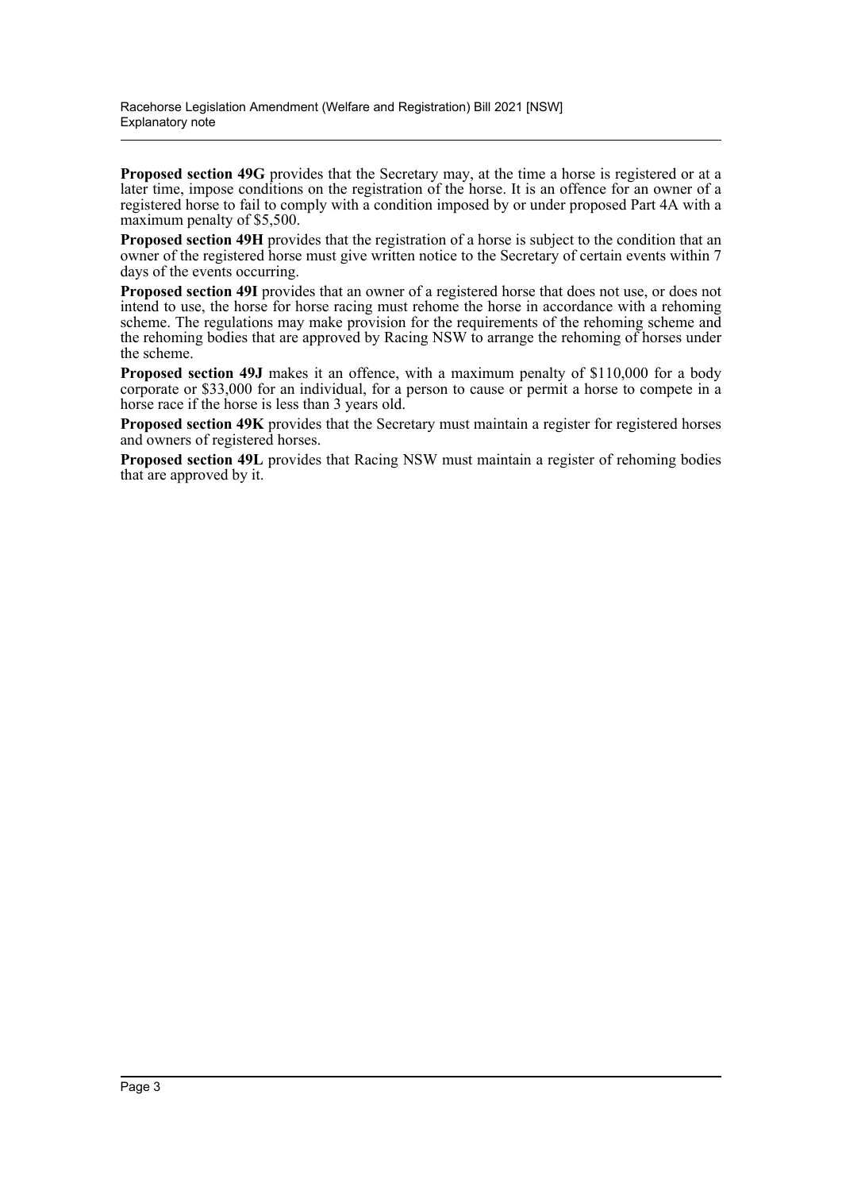**Proposed section 49G** provides that the Secretary may, at the time a horse is registered or at a later time, impose conditions on the registration of the horse. It is an offence for an owner of a registered horse to fail to comply with a condition imposed by or under proposed Part 4A with a maximum penalty of $5,500.

**Proposed section 49H** provides that the registration of a horse is subject to the condition that an owner of the registered horse must give written notice to the Secretary of certain events within 7 days of the events occurring.

**Proposed section 49I** provides that an owner of a registered horse that does not use, or does not intend to use, the horse for horse racing must rehome the horse in accordance with a rehoming scheme. The regulations may make provision for the requirements of the rehoming scheme and the rehoming bodies that are approved by Racing NSW to arrange the rehoming of horses under the scheme.

**Proposed section 49J** makes it an offence, with a maximum penalty of $110,000 for a body corporate or $33,000 for an individual, for a person to cause or permit a horse to compete in a horse race if the horse is less than 3 years old.

**Proposed section 49K** provides that the Secretary must maintain a register for registered horses and owners of registered horses.

**Proposed section 49L** provides that Racing NSW must maintain a register of rehoming bodies that are approved by it.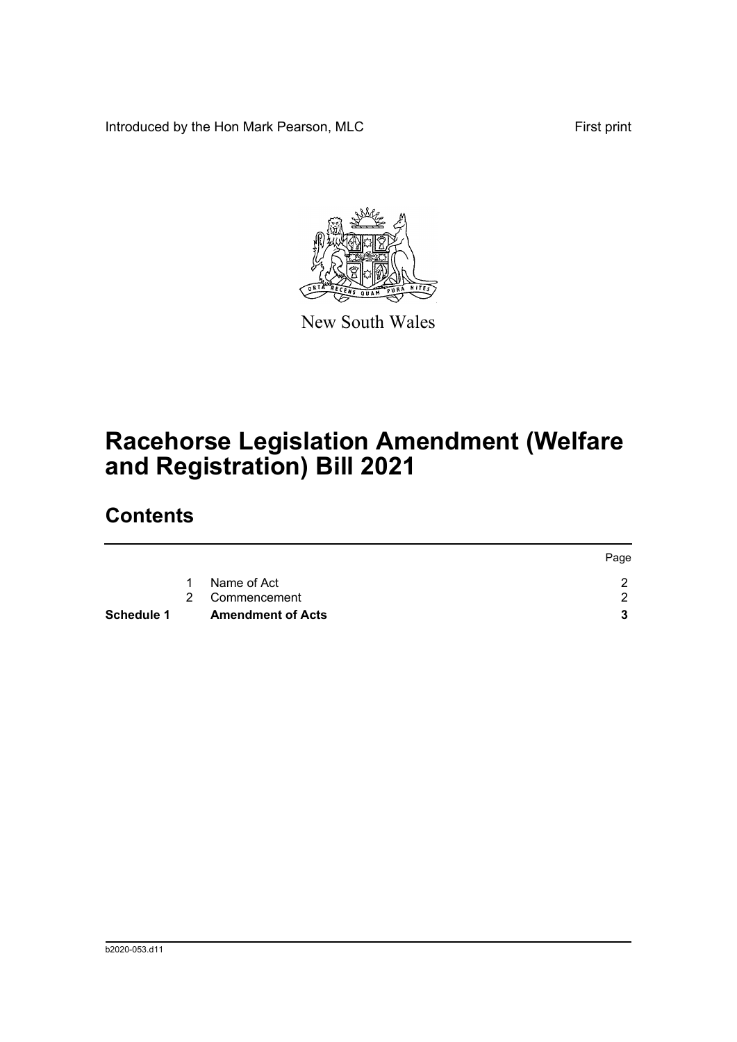Introduced by the Hon Mark Pearson, MLC First print

New South Wales

# Racehorse Legislation Amendment (Welfare and Registration) Bill 2021

## Contents

| | | | Page |
|---|---|---|---|
| | 1 | Name of Act | 2 |
| | 2 | Commencement | 2 |
| **Schedule 1** | | **Amendment of Acts** | **3** |

b2020-053.d11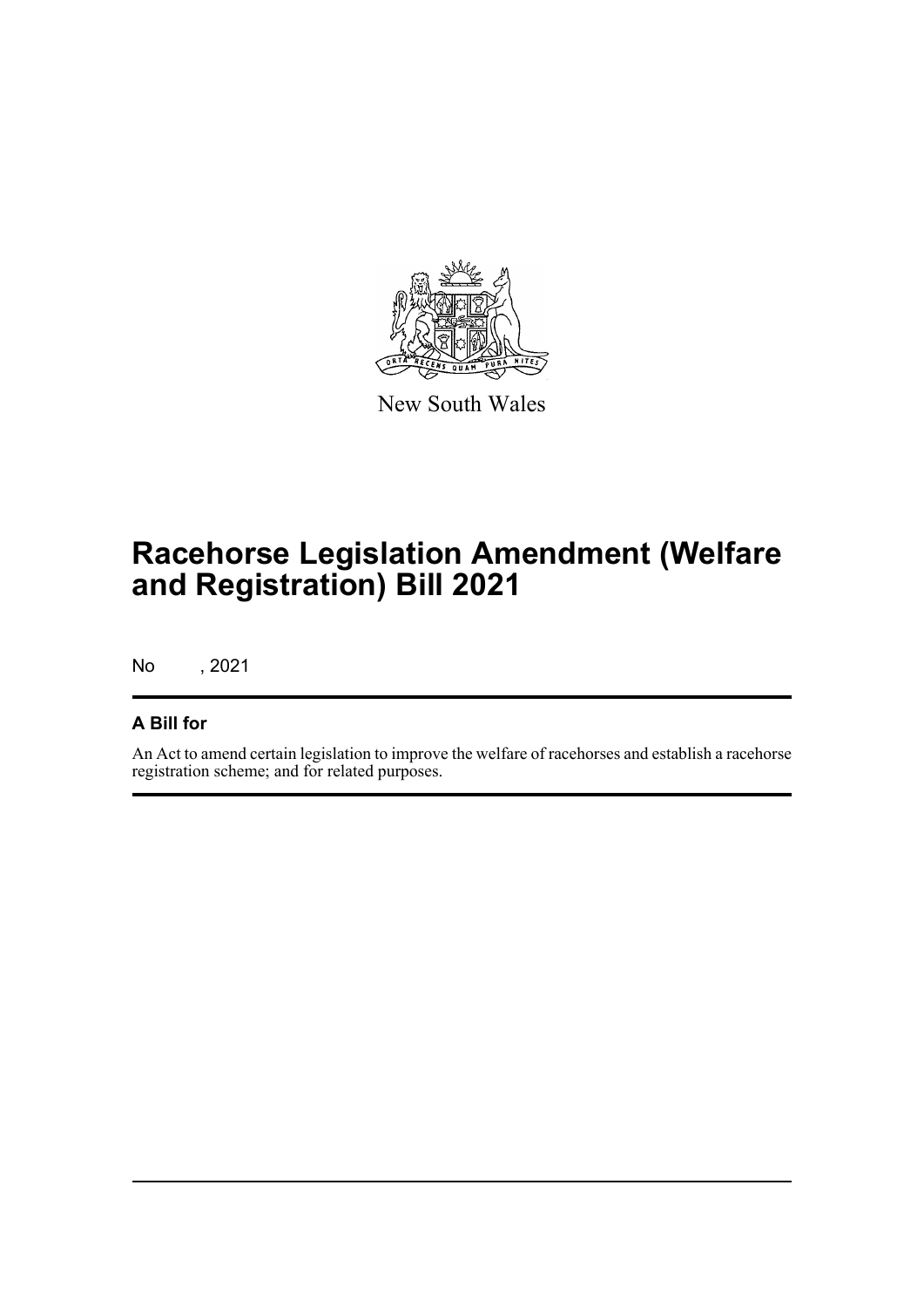New South Wales

# Racehorse Legislation Amendment (Welfare and Registration) Bill 2021

No , 2021

## A Bill for

An Act to amend certain legislation to improve the welfare of racehorses and establish a racehorse registration scheme; and for related purposes.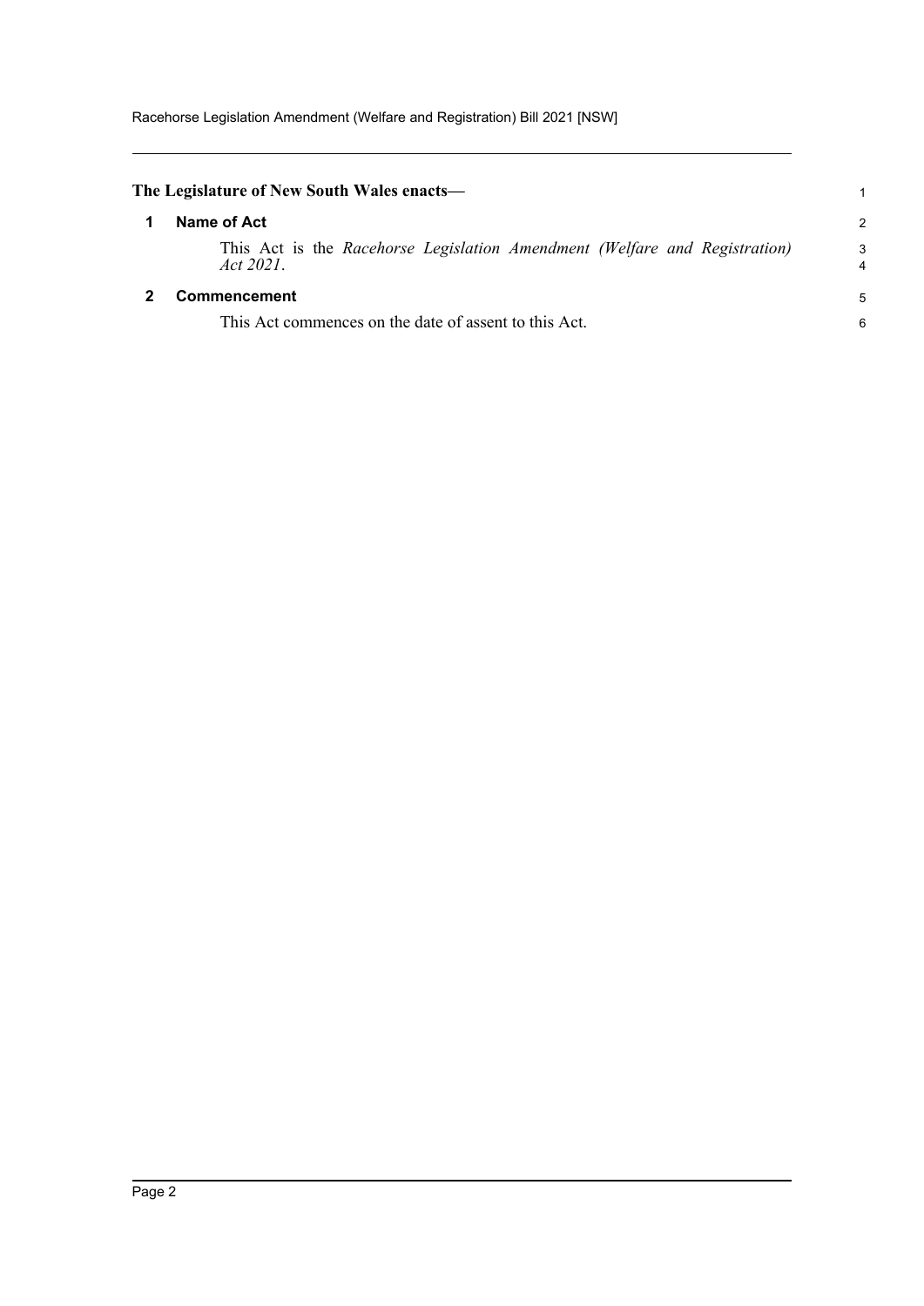**The Legislature of New South Wales enacts—**

## 1 Name of Act

This Act is the *Racehorse Legislation Amendment (Welfare and Registration) Act 2021*.

## 2 Commencement

This Act commences on the date of assent to this Act.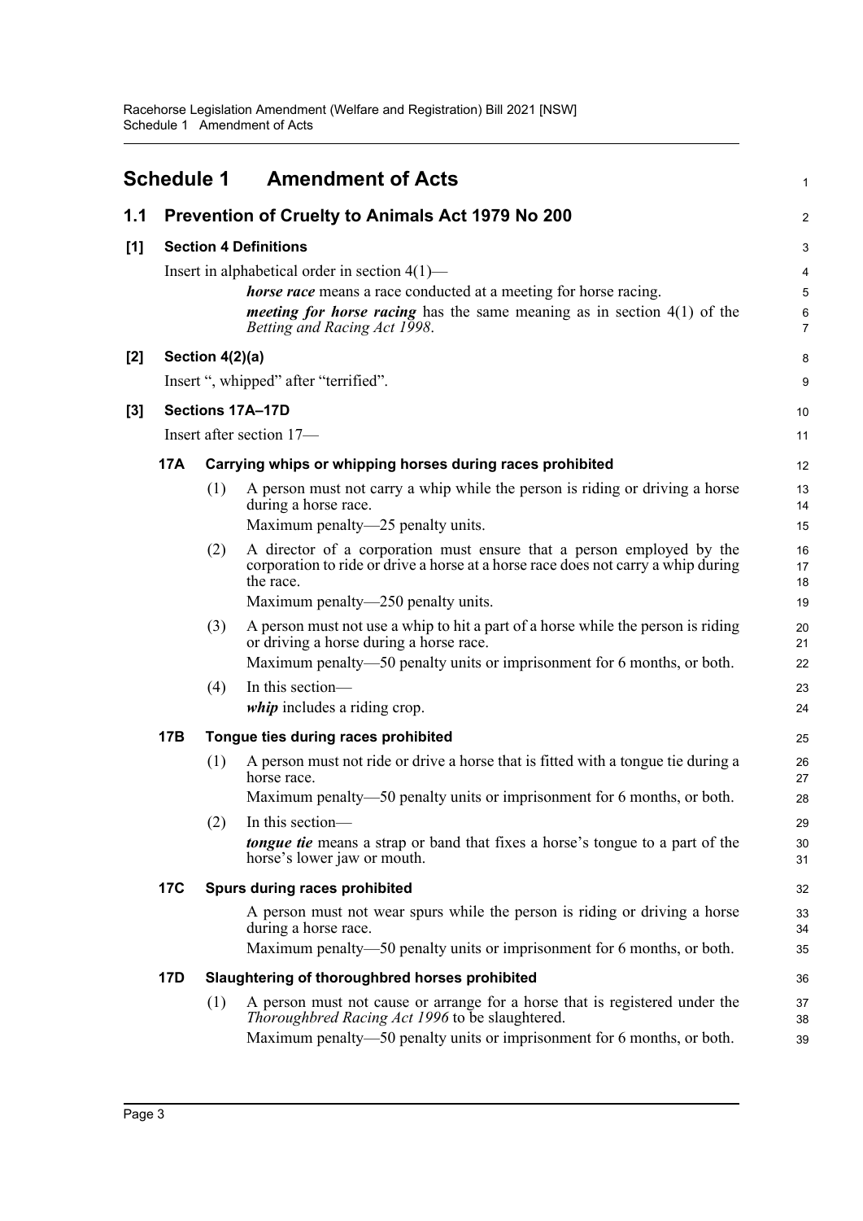# Schedule 1 Amendment of Acts

## 1.1 Prevention of Cruelty to Animals Act 1979 No 200

### [1] Section 4 Definitions

Insert in alphabetical order in section 4(1)—

> ***horse race*** means a race conducted at a meeting for horse racing.
>
> ***meeting for horse racing*** has the same meaning as in section 4(1) of the *Betting and Racing Act 1998*.

### [2] Section 4(2)(a)

Insert ", whipped" after "terrified".

### [3] Sections 17A–17D

Insert after section 17—

#### 17A Carrying whips or whipping horses during races prohibited

(1) A person must not carry a whip while the person is riding or driving a horse during a horse race.

Maximum penalty—25 penalty units.

(2) A director of a corporation must ensure that a person employed by the corporation to ride or drive a horse at a horse race does not carry a whip during the race.

Maximum penalty—250 penalty units.

(3) A person must not use a whip to hit a part of a horse while the person is riding or driving a horse during a horse race.

Maximum penalty—50 penalty units or imprisonment for 6 months, or both.

(4) In this section—

***whip*** includes a riding crop.

#### 17B Tongue ties during races prohibited

(1) A person must not ride or drive a horse that is fitted with a tongue tie during a horse race.

Maximum penalty—50 penalty units or imprisonment for 6 months, or both.

(2) In this section—

***tongue tie*** means a strap or band that fixes a horse's tongue to a part of the horse's lower jaw or mouth.

#### 17C Spurs during races prohibited

A person must not wear spurs while the person is riding or driving a horse during a horse race.

Maximum penalty—50 penalty units or imprisonment for 6 months, or both.

#### 17D Slaughtering of thoroughbred horses prohibited

(1) A person must not cause or arrange for a horse that is registered under the *Thoroughbred Racing Act 1996* to be slaughtered.

Maximum penalty—50 penalty units or imprisonment for 6 months, or both.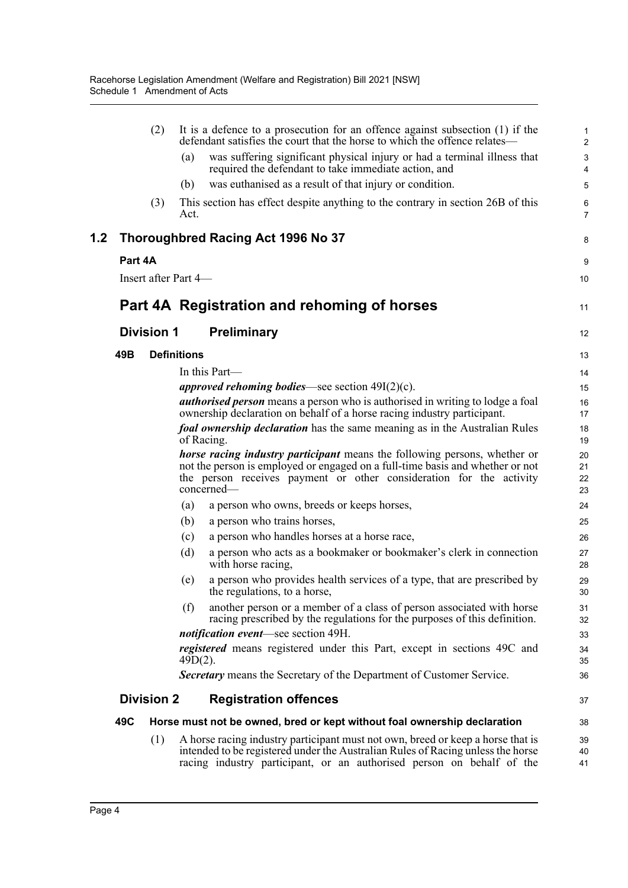(2) It is a defence to a prosecution for an offence against subsection (1) if the defendant satisfies the court that the horse to which the offence relates—

(a) was suffering significant physical injury or had a terminal illness that required the defendant to take immediate action, and

(b) was euthanised as a result of that injury or condition.

(3) This section has effect despite anything to the contrary in section 26B of this Act.

## 1.2 Thoroughbred Racing Act 1996 No 37

**Part 4A**

Insert after Part 4—

# Part 4A Registration and rehoming of horses

## Division 1 Preliminary

### 49B Definitions

In this Part—

***approved rehoming bodies***—see section 49I(2)(c).

***authorised person*** means a person who is authorised in writing to lodge a foal ownership declaration on behalf of a horse racing industry participant.

***foal ownership declaration*** has the same meaning as in the Australian Rules of Racing.

***horse racing industry participant*** means the following persons, whether or not the person is employed or engaged on a full-time basis and whether or not the person receives payment or other consideration for the activity concerned—

(a) a person who owns, breeds or keeps horses,

(b) a person who trains horses,

(c) a person who handles horses at a horse race,

(d) a person who acts as a bookmaker or bookmaker's clerk in connection with horse racing,

(e) a person who provides health services of a type, that are prescribed by the regulations, to a horse,

(f) another person or a member of a class of person associated with horse racing prescribed by the regulations for the purposes of this definition.

***notification event***—see section 49H.

***registered*** means registered under this Part, except in sections 49C and 49D(2).

***Secretary*** means the Secretary of the Department of Customer Service.

## Division 2 Registration offences

### 49C Horse must not be owned, bred or kept without foal ownership declaration

(1) A horse racing industry participant must not own, breed or keep a horse that is intended to be registered under the Australian Rules of Racing unless the horse racing industry participant, or an authorised person on behalf of the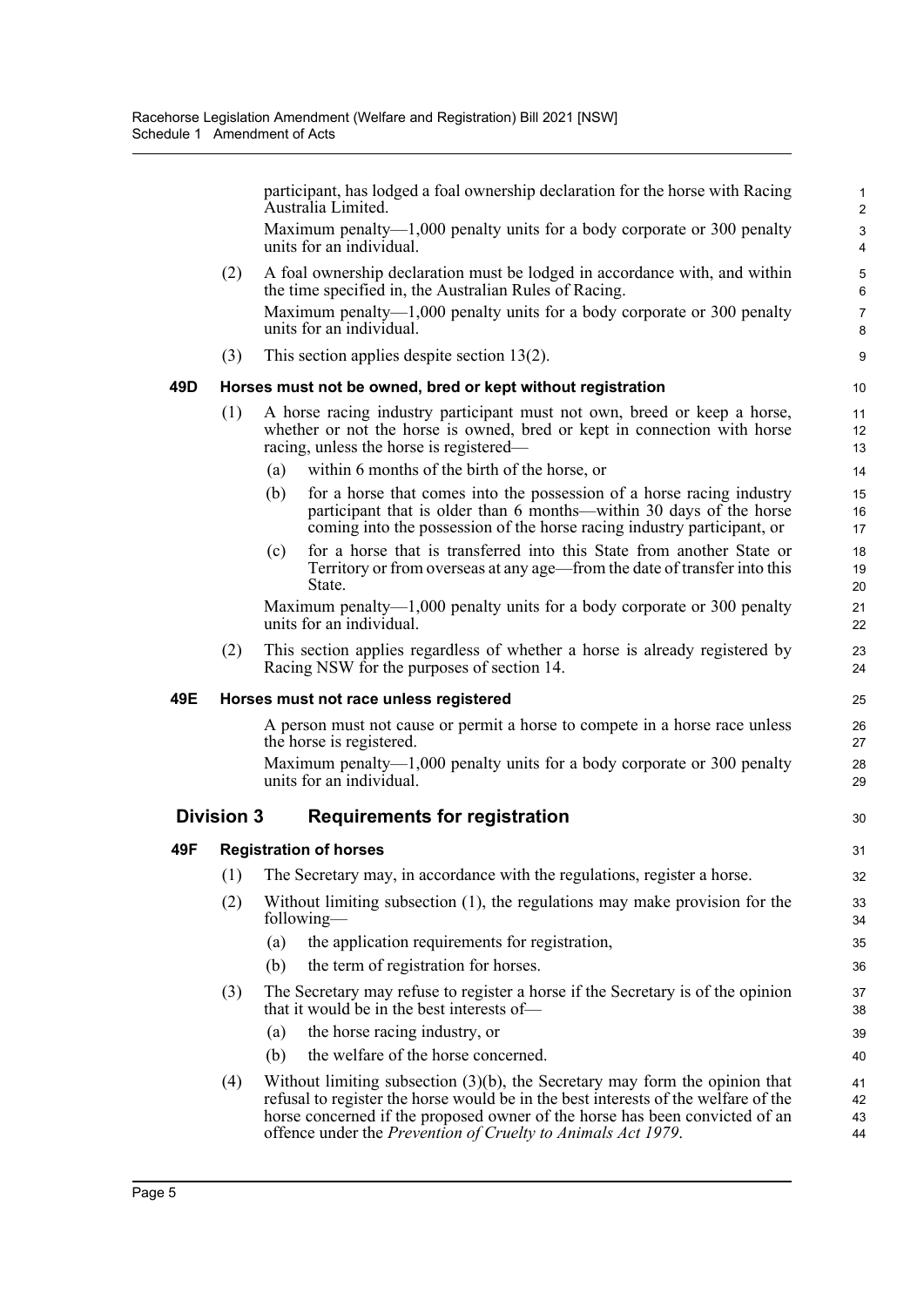participant, has lodged a foal ownership declaration for the horse with Racing Australia Limited.

Maximum penalty—1,000 penalty units for a body corporate or 300 penalty units for an individual.

(2) A foal ownership declaration must be lodged in accordance with, and within the time specified in, the Australian Rules of Racing.

Maximum penalty—1,000 penalty units for a body corporate or 300 penalty units for an individual.

(3) This section applies despite section 13(2).

**49D Horses must not be owned, bred or kept without registration**

(1) A horse racing industry participant must not own, breed or keep a horse, whether or not the horse is owned, bred or kept in connection with horse racing, unless the horse is registered—

(a) within 6 months of the birth of the horse, or

(b) for a horse that comes into the possession of a horse racing industry participant that is older than 6 months—within 30 days of the horse coming into the possession of the horse racing industry participant, or

(c) for a horse that is transferred into this State from another State or Territory or from overseas at any age—from the date of transfer into this State.

Maximum penalty—1,000 penalty units for a body corporate or 300 penalty units for an individual.

(2) This section applies regardless of whether a horse is already registered by Racing NSW for the purposes of section 14.

**49E Horses must not race unless registered**

A person must not cause or permit a horse to compete in a horse race unless the horse is registered.

Maximum penalty—1,000 penalty units for a body corporate or 300 penalty units for an individual.

## Division 3 Requirements for registration

**49F Registration of horses**

(1) The Secretary may, in accordance with the regulations, register a horse.

(2) Without limiting subsection (1), the regulations may make provision for the following—

(a) the application requirements for registration,

(b) the term of registration for horses.

(3) The Secretary may refuse to register a horse if the Secretary is of the opinion that it would be in the best interests of—

(a) the horse racing industry, or

(b) the welfare of the horse concerned.

(4) Without limiting subsection (3)(b), the Secretary may form the opinion that refusal to register the horse would be in the best interests of the welfare of the horse concerned if the proposed owner of the horse has been convicted of an offence under the *Prevention of Cruelty to Animals Act 1979*.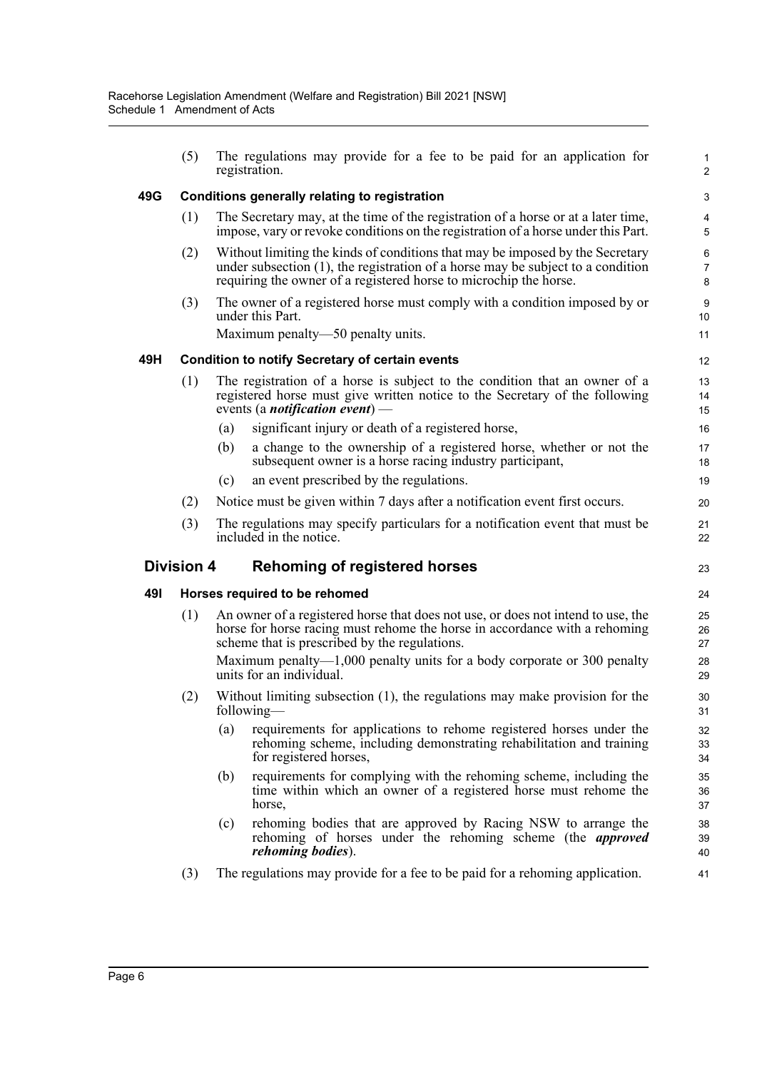(5) The regulations may provide for a fee to be paid for an application for registration.

**49G Conditions generally relating to registration**

(1) The Secretary may, at the time of the registration of a horse or at a later time, impose, vary or revoke conditions on the registration of a horse under this Part.

(2) Without limiting the kinds of conditions that may be imposed by the Secretary under subsection (1), the registration of a horse may be subject to a condition requiring the owner of a registered horse to microchip the horse.

(3) The owner of a registered horse must comply with a condition imposed by or under this Part.

Maximum penalty—50 penalty units.

**49H Condition to notify Secretary of certain events**

(1) The registration of a horse is subject to the condition that an owner of a registered horse must give written notice to the Secretary of the following events (a ***notification event***) —

(a) significant injury or death of a registered horse,

(b) a change to the ownership of a registered horse, whether or not the subsequent owner is a horse racing industry participant,

(c) an event prescribed by the regulations.

(2) Notice must be given within 7 days after a notification event first occurs.

(3) The regulations may specify particulars for a notification event that must be included in the notice.

## Division 4 Rehoming of registered horses

**49I Horses required to be rehomed**

(1) An owner of a registered horse that does not use, or does not intend to use, the horse for horse racing must rehome the horse in accordance with a rehoming scheme that is prescribed by the regulations.

Maximum penalty—1,000 penalty units for a body corporate or 300 penalty units for an individual.

(2) Without limiting subsection (1), the regulations may make provision for the following—

(a) requirements for applications to rehome registered horses under the rehoming scheme, including demonstrating rehabilitation and training for registered horses,

(b) requirements for complying with the rehoming scheme, including the time within which an owner of a registered horse must rehome the horse,

(c) rehoming bodies that are approved by Racing NSW to arrange the rehoming of horses under the rehoming scheme (the ***approved rehoming bodies***).

(3) The regulations may provide for a fee to be paid for a rehoming application.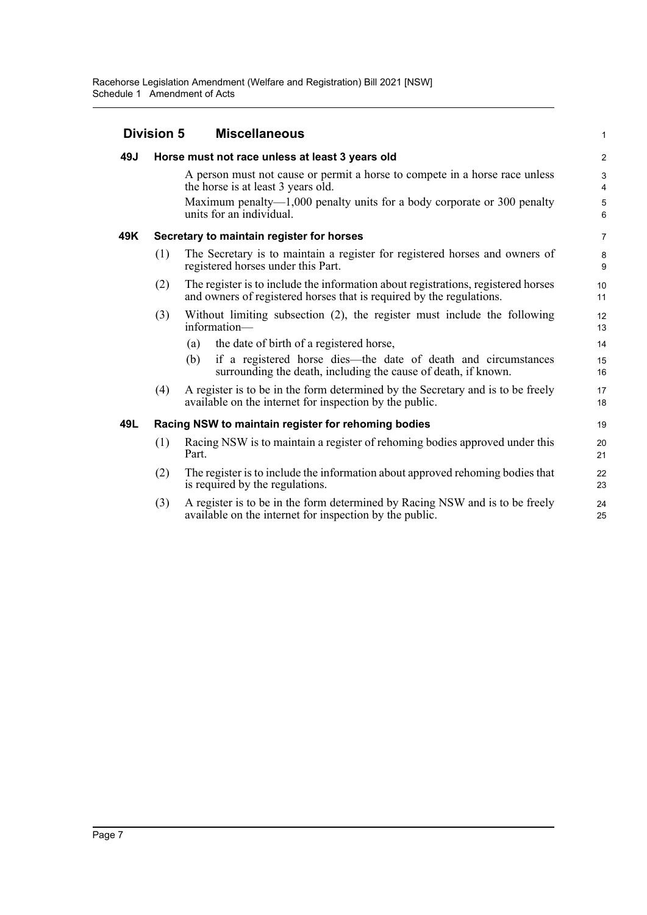## Division 5 Miscellaneous

### 49J Horse must not race unless at least 3 years old

A person must not cause or permit a horse to compete in a horse race unless the horse is at least 3 years old.

Maximum penalty—1,000 penalty units for a body corporate or 300 penalty units for an individual.

### 49K Secretary to maintain register for horses

(1) The Secretary is to maintain a register for registered horses and owners of registered horses under this Part.

(2) The register is to include the information about registrations, registered horses and owners of registered horses that is required by the regulations.

(3) Without limiting subsection (2), the register must include the following information—

(a) the date of birth of a registered horse,

(b) if a registered horse dies—the date of death and circumstances surrounding the death, including the cause of death, if known.

(4) A register is to be in the form determined by the Secretary and is to be freely available on the internet for inspection by the public.

### 49L Racing NSW to maintain register for rehoming bodies

(1) Racing NSW is to maintain a register of rehoming bodies approved under this Part.

(2) The register is to include the information about approved rehoming bodies that is required by the regulations.

(3) A register is to be in the form determined by Racing NSW and is to be freely available on the internet for inspection by the public.